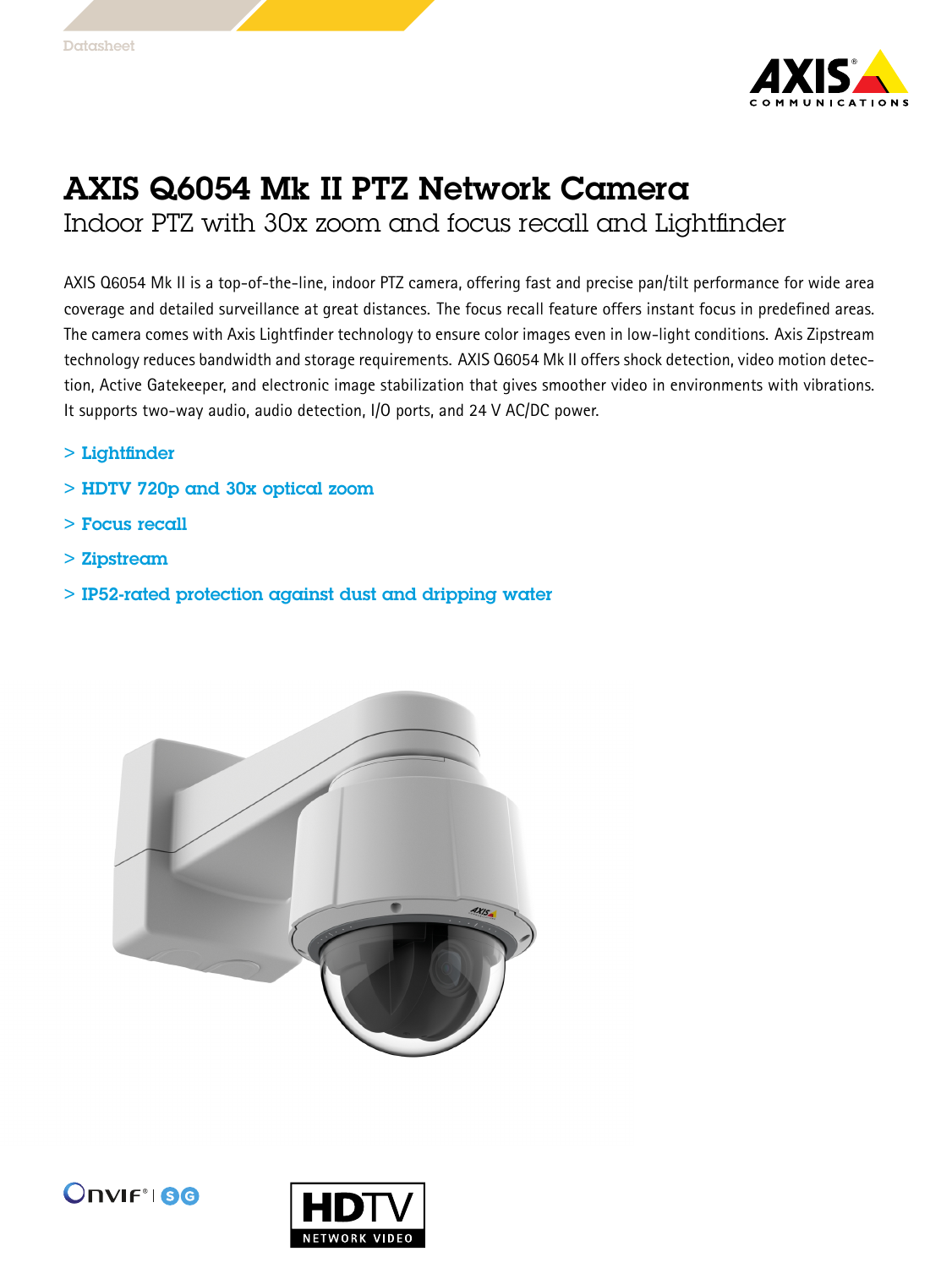Datasheet

# AXIS Q6054 Mk II PTZ Network Camera

## Indoor PTZ with 30x zoom and focus recall and Lightfinder

AXIS Q6054 Mk II is a top-of-the-line, indoor PTZ camera, offering fast and precise pan/tilt performance for wide area coverage and detailed surveillance at great distances. The focus recall feature offers instant focus in predefined areas. The camera comes with Axis Lightfinder technology to ensure color images even in low-light conditions. Axis Zipstream technology reduces bandwidth and storage requirements. AXIS Q6054 Mk II offers shock detection, video motion detection, Active Gatekeeper, and electronic image stabilization that gives smoother video in environments with vibrations. It supports two-way audio, audio detection, I/O ports, and 24 V AC/DC power.

> Lightfinder

> HDTV 720p and 30x optical zoom

> Focus recall

> Zipstream

> IP52-rated protection against dust and dripping water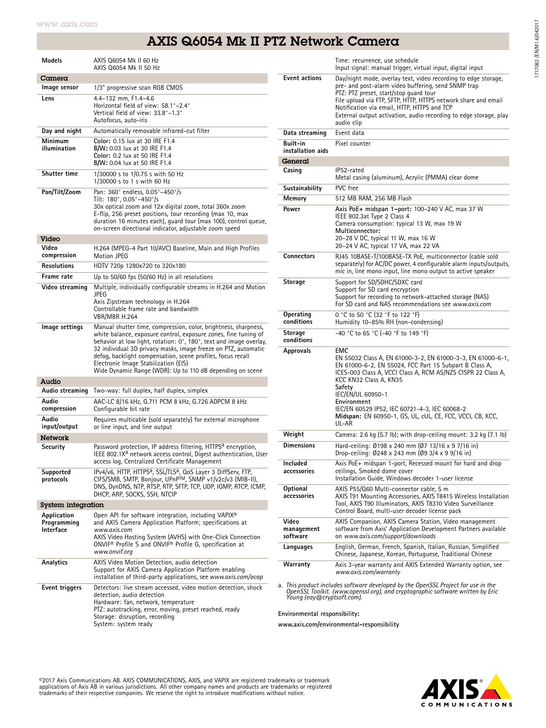# AXIS Q6054 Mk II PTZ Network Camera

| | |
|---|---|
| **Models** | AXIS Q6054 Mk II 60 Hz<br>AXIS Q6054 Mk II 50 Hz |

## Camera

| | |
|---|---|
| **Image sensor** | 1/3" progressive scan RGB CMOS |
| **Lens** | 4.4–132 mm, F1.4–4.6<br>Horizontal field of view: 58.1°–2.4°<br>Vertical field of view: 33.8°–1.3°<br>Autofocus, auto-iris |
| **Day and night** | Automatically removable infrared-cut filter |
| **Minimum illumination** | **Color:** 0.15 lux at 30 IRE F1.4<br>**B/W:** 0.03 lux at 30 IRE F1.4<br>**Color:** 0.2 lux at 50 IRE F1.4<br>**B/W:** 0.04 lux at 50 IRE F1.4 |
| **Shutter time** | 1/30000 s to 1/0.75 s with 50 Hz<br>1/30000 s to 1 s with 60 Hz |
| **Pan/Tilt/Zoom** | Pan: 360° endless, 0.05°–450°/s<br>Tilt: 180°, 0.05°–450°/s<br>30x optical zoom and 12x digital zoom, total 360x zoom<br>E-flip, 256 preset positions, tour recording (max 10, max duration 16 minutes each), guard tour (max 100), control queue, on-screen directional indicator, adjustable zoom speed |

## Video

| | |
|---|---|
| **Video compression** | H.264 (MPEG-4 Part 10/AVC) Baseline, Main and High Profiles<br>Motion JPEG |
| **Resolutions** | HDTV 720p 1280x720 to 320x180 |
| **Frame rate** | Up to 50/60 fps (50/60 Hz) in all resolutions |
| **Video streaming** | Multiple, individually configurable streams in H.264 and Motion JPEG<br>Axis Zipstream technology in H.264<br>Controllable frame rate and bandwidth<br>VBR/MBR H.264 |
| **Image settings** | Manual shutter time, compression, color, brightness, sharpness, white balance, exposure control, exposure zones, fine tuning of behavior at low light, rotation: 0°, 180°, text and image overlay, 32 individual 3D privacy masks, image freeze on PTZ, automatic defog, backlight compensation, scene profiles, focus recall<br>Electronic Image Stabilization (EIS)<br>Wide Dynamic Range (WDR): Up to 110 dB depending on scene |

## Audio

| | |
|---|---|
| **Audio streaming** | Two-way: full duplex, half duplex, simplex |
| **Audio compression** | AAC-LC 8/16 kHz, G.711 PCM 8 kHz, G.726 ADPCM 8 kHz<br>Configurable bit rate |
| **Audio input/output** | Requires multicable (sold separately) for external microphone or line input, and line output |

## Network

| | |
|---|---|
| **Security** | Password protection, IP address filtering, HTTPS[a] encryption, IEEE 802.1X[a] network access control, Digest authentication, User access log, Centralized Certificate Management |
| **Supported protocols** | IPv4/v6, HTTP, HTTPS[a], SSL/TLS[a], QoS Layer 3 DiffServ, FTP, CIFS/SMB, SMTP, Bonjour, UPnP™, SNMP v1/v2c/v3 (MIB-II), DNS, DynDNS, NTP, RTSP, RTP, SFTP, TCP, UDP, IGMP, RTCP, ICMP, DHCP, ARP, SOCKS, SSH, NTCIP |

## System integration

| | |
|---|---|
| **Application Programming Interface** | Open API for software integration, including VAPIX® and AXIS Camera Application Platform; specifications at *www.axis.com*<br>AXIS Video Hosting System (AVHS) with One-Click Connection<br>ONVIF® Profile S and ONVIF® Profile G, specification at *www.onvif.org* |
| **Analytics** | AXIS Video Motion Detection, audio detection<br>Support for AXIS Camera Application Platform enabling installation of third-party applications, see *www.axis.com/acap* |
| **Event triggers** | Detectors: live stream accessed, video motion detection, shock detection, audio detection<br>Hardware: fan, network, temperature<br>PTZ: autotracking, error, moving, preset reached, ready<br>Storage: disruption, recording<br>System: system ready<br>Time: recurrence, use schedule<br>Input signal: manual trigger, virtual input, digital input |
| **Event actions** | Day/night mode, overlay text, video recording to edge storage, pre- and post-alarm video buffering, send SNMP trap<br>PTZ: PTZ preset, start/stop guard tour<br>File upload via FTP, SFTP, HTTP, HTTPS network share and email<br>Notification via email, HTTP, HTTPS and TCP<br>External output activation, audio recording to edge storage, play audio clip |
| **Data streaming** | Event data |
| **Built-in installation aids** | Pixel counter |

## General

| | |
|---|---|
| **Casing** | IP52-rated<br>Metal casing (aluminum), Acrylic (PMMA) clear dome |
| **Sustainability** | PVC free |
| **Memory** | 512 MB RAM, 256 MB Flash |
| **Power** | **Axis PoE+ midspan 1-port:** 100–240 V AC, max 37 W<br>IEEE 802.3at Type 2 Class 4<br>Camera consumption: typical 13 W, max 19 W<br>**Multiconnector:**<br>20–28 V DC, typical 11 W, max 16 W<br>20–24 V AC, typical 17 VA, max 22 VA |
| **Connectors** | RJ45 10BASE-T/100BASE-TX PoE, multiconnector (cable sold separately) for AC/DC power, 4 configurable alarm inputs/outputs, mic in, line mono input, line mono output to active speaker |
| **Storage** | Support for SD/SDHC/SDXC card<br>Support for SD card encryption<br>Support for recording to network-attached storage (NAS)<br>For SD card and NAS recommendations see *www.axis.com* |
| **Operating conditions** | 0 °C to 50 °C (32 °F to 122 °F)<br>Humidity 10–85% RH (non-condensing) |
| **Storage conditions** | -40 °C to 65 °C (-40 °F to 149 °F) |
| **Approvals** | **EMC**<br>EN 55032 Class A, EN 61000-3-2, EN 61000-3-3, EN 61000-6-1, EN 61000-6-2, EN 55024, FCC Part 15 Subpart B Class A, ICES-003 Class A, VCCI Class A, RCM AS/NZS CISPR 22 Class A, KCC KN32 Class A, KN35<br>**Safety**<br>IEC/EN/UL 60950-1<br>**Environment**<br>IEC/EN 60529 IP52, IEC 60721-4-3, IEC 60068-2<br>**Midspan:** EN 60950-1, GS, UL, cUL, CE, FCC, VCCI, CB, KCC, UL-AR |
| **Weight** | Camera: 2.6 kg (5.7 lb); with drop-ceiling mount: 3.2 kg (7.1 lb) |
| **Dimensions** | Hard-ceiling: Ø198 x 240 mm (Ø7 13/16 x 9 7/16 in)<br>Drop-ceiling: Ø248 x 243 mm (Ø9 3/4 x 9 9/16 in) |
| **Included accessories** | Axis PoE+ midspan 1-port, Recessed mount for hard and drop ceilings, Smoked dome cover<br>Installation Guide, Windows decoder 1-user license |
| **Optional accessories** | AXIS P55/Q60 Multi-connector cable, 5 m<br>AXIS T91 Mounting Accessories, AXIS T8415 Wireless Installation Tool, AXIS T90 Illuminators, AXIS T8310 Video Surveillance Control Board, multi-user decoder license pack |
| **Video management software** | AXIS Companion, AXIS Camera Station, Video management software from Axis' Application Development Partners available on *www.axis.com/support/downloads* |
| **Languages** | English, German, French, Spanish, Italian, Russian, Simplified Chinese, Japanese, Korean, Portuguese, Traditional Chinese |
| **Warranty** | Axis 3-year warranty and AXIS Extended Warranty option, see *www.axis.com/warranty* |

a. *This product includes software developed by the OpenSSL Project for use in the OpenSSL Toolkit. (www.openssl.org), and cryptographic software written by Eric Young (eay@cryptsoft.com).*

**Environmental responsibility:**

**www.axis.com/environmental-responsibility**

©2017 Axis Communications AB. AXIS COMMUNICATIONS, AXIS, and VAPIX are registered trademarks or trademark applications of Axis AB in various jurisdictions. All other company names and products are trademarks or registered trademarks of their respective companies. We reserve the right to introduce modifications without notice.